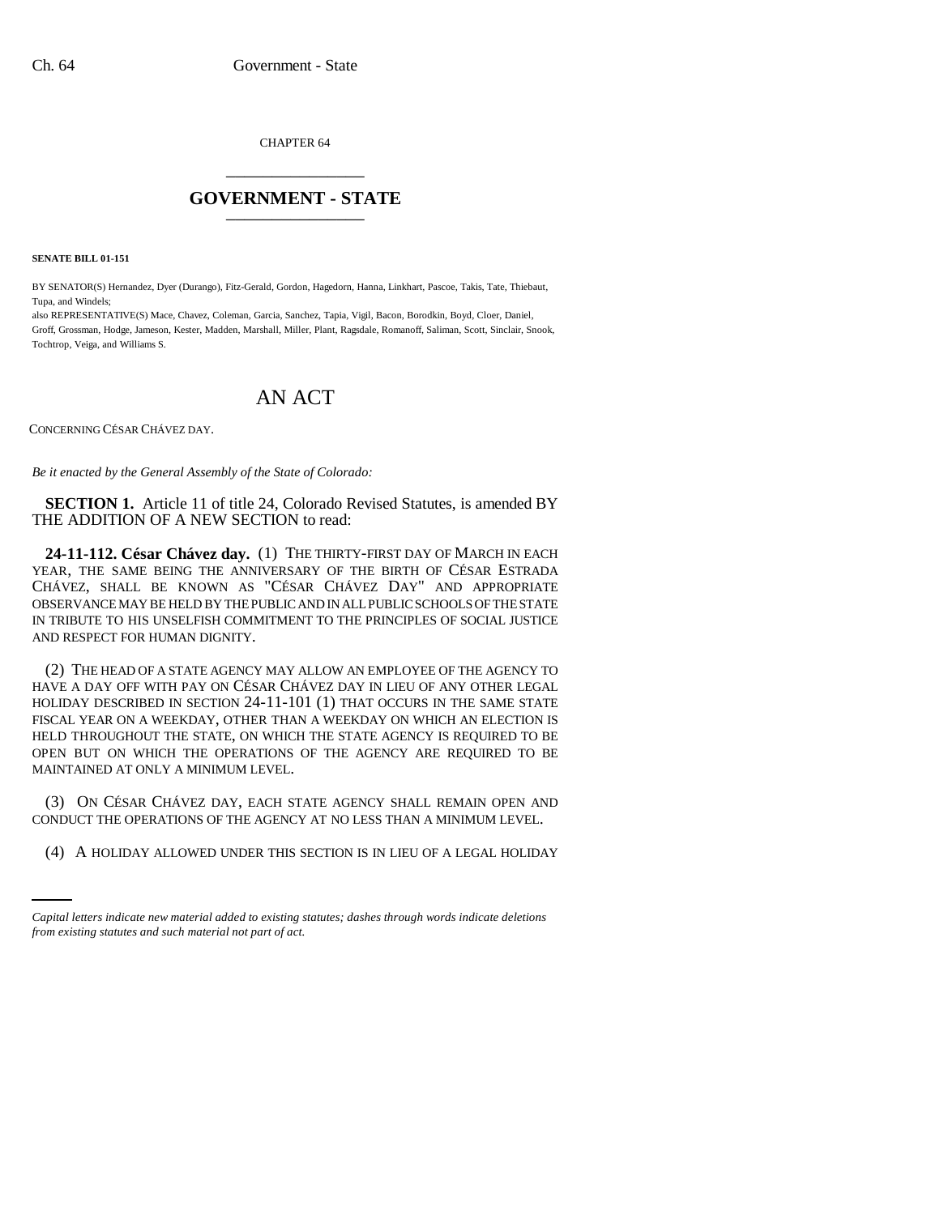CHAPTER 64

# GOVERNMENT - STATE

**SENATE BILL 01-151**

BY SENATOR(S) Hernandez, Dyer (Durango), Fitz-Gerald, Gordon, Hagedorn, Hanna, Linkhart, Pascoe, Takis, Tate, Thiebaut, Tupa, and Windels;

also REPRESENTATIVE(S) Mace, Chavez, Coleman, Garcia, Sanchez, Tapia, Vigil, Bacon, Borodkin, Boyd, Cloer, Daniel, Groff, Grossman, Hodge, Jameson, Kester, Madden, Marshall, Miller, Plant, Ragsdale, Romanoff, Saliman, Scott, Sinclair, Snook, Tochtrop, Veiga, and Williams S.

# AN ACT

CONCERNING CÉSAR CHÁVEZ DAY.

*Be it enacted by the General Assembly of the State of Colorado:*

**SECTION 1.** Article 11 of title 24, Colorado Revised Statutes, is amended BY THE ADDITION OF A NEW SECTION to read:

**24-11-112. César Chávez day.** (1) THE THIRTY-FIRST DAY OF MARCH IN EACH YEAR, THE SAME BEING THE ANNIVERSARY OF THE BIRTH OF CÉSAR ESTRADA CHÁVEZ, SHALL BE KNOWN AS "CÉSAR CHÁVEZ DAY" AND APPROPRIATE OBSERVANCE MAY BE HELD BY THE PUBLIC AND IN ALL PUBLIC SCHOOLS OF THE STATE IN TRIBUTE TO HIS UNSELFISH COMMITMENT TO THE PRINCIPLES OF SOCIAL JUSTICE AND RESPECT FOR HUMAN DIGNITY.

(2) THE HEAD OF A STATE AGENCY MAY ALLOW AN EMPLOYEE OF THE AGENCY TO HAVE A DAY OFF WITH PAY ON CÉSAR CHÁVEZ DAY IN LIEU OF ANY OTHER LEGAL HOLIDAY DESCRIBED IN SECTION 24-11-101 (1) THAT OCCURS IN THE SAME STATE FISCAL YEAR ON A WEEKDAY, OTHER THAN A WEEKDAY ON WHICH AN ELECTION IS HELD THROUGHOUT THE STATE, ON WHICH THE STATE AGENCY IS REQUIRED TO BE OPEN BUT ON WHICH THE OPERATIONS OF THE AGENCY ARE REQUIRED TO BE MAINTAINED AT ONLY A MINIMUM LEVEL.

(3) ON CÉSAR CHÁVEZ DAY, EACH STATE AGENCY SHALL REMAIN OPEN AND CONDUCT THE OPERATIONS OF THE AGENCY AT NO LESS THAN A MINIMUM LEVEL.

(4) A HOLIDAY ALLOWED UNDER THIS SECTION IS IN LIEU OF A LEGAL HOLIDAY

*Capital letters indicate new material added to existing statutes; dashes through words indicate deletions from existing statutes and such material not part of act.*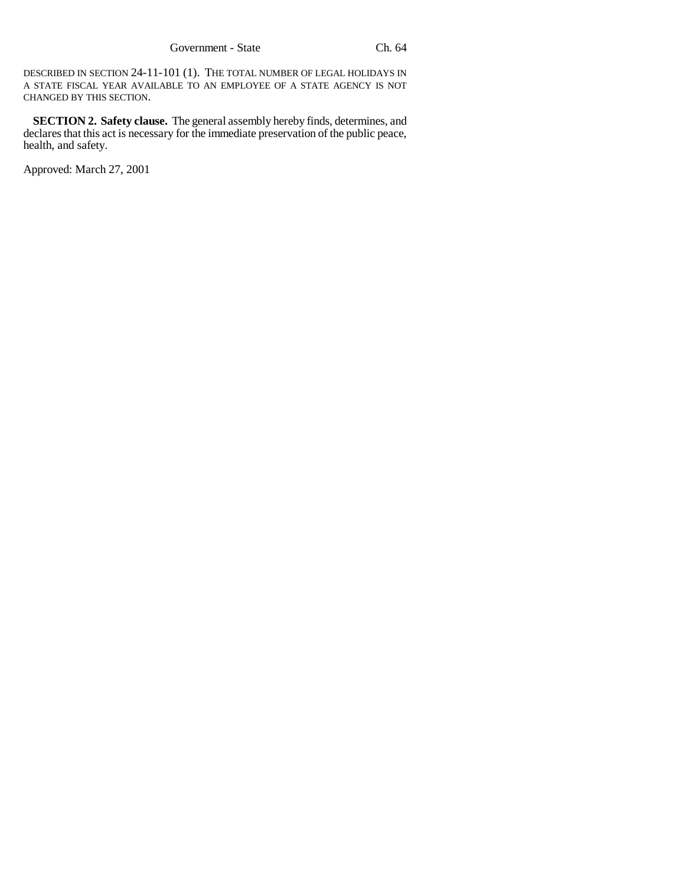DESCRIBED IN SECTION 24-11-101 (1). THE TOTAL NUMBER OF LEGAL HOLIDAYS IN A STATE FISCAL YEAR AVAILABLE TO AN EMPLOYEE OF A STATE AGENCY IS NOT CHANGED BY THIS SECTION.

**SECTION 2. Safety clause.** The general assembly hereby finds, determines, and declares that this act is necessary for the immediate preservation of the public peace, health, and safety.

Approved: March 27, 2001